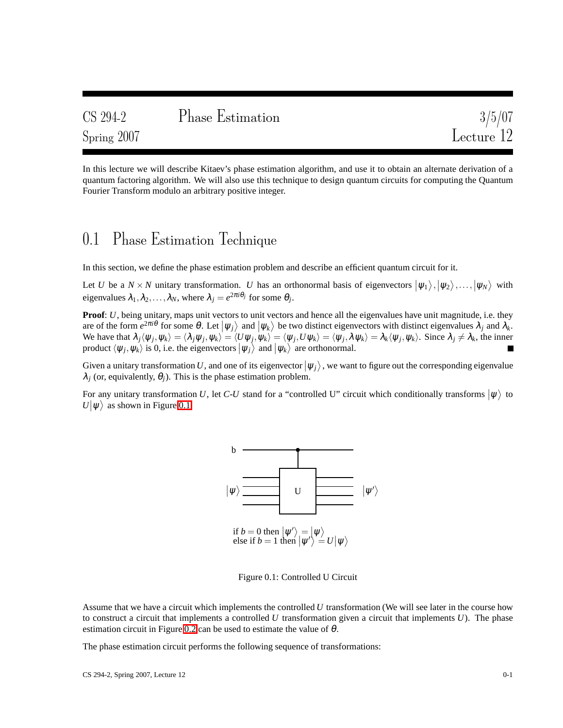CS 294-2 Phase Estimation 3/5/07
Spring 2007 Lecture 12

In this lecture we will describe Kitaev's phase estimation algorithm, and use it to obtain an alternate derivation of a quantum factoring algorithm. We will also use this technique to design quantum circuits for computing the Quantum Fourier Transform modulo an arbitrary positive integer.

## 0.1 Phase Estimation Technique

In this section, we define the phase estimation problem and describe an efficient quantum circuit for it.

Let $U$ be a $N \times N$ unitary transformation. $U$ has an orthonormal basis of eigenvectors $|\psi_1\rangle, |\psi_2\rangle, \ldots, |\psi_N\rangle$ with eigenvalues $\lambda_1, \lambda_2, \ldots, \lambda_N$, where $\lambda_j = e^{2\pi i \theta_j}$ for some $\theta_j$.

**Proof**: $U$, being unitary, maps unit vectors to unit vectors and hence all the eigenvalues have unit magnitude, i.e. they are of the form $e^{2\pi i\theta}$ for some $\theta$. Let $|\psi_j\rangle$ and $|\psi_k\rangle$ be two distinct eigenvectors with distinct eigenvalues $\lambda_j$ and $\lambda_k$. We have that $\lambda_j \langle \psi_j, \psi_k \rangle = \langle \lambda_j \psi_j, \psi_k \rangle = \langle U\psi_j, \psi_k \rangle = \langle \psi_j, U\psi_k \rangle = \langle \psi_j, \lambda \psi_k \rangle = \lambda_k \langle \psi_j, \psi_k \rangle$. Since $\lambda_j \neq \lambda_k$, the inner product $\langle \psi_j, \psi_k \rangle$ is 0, i.e. the eigenvectors $|\psi_j\rangle$ and $|\psi_k\rangle$ are orthonormal. ■

Given a unitary transformation $U$, and one of its eigenvector $|\psi_j\rangle$, we want to figure out the corresponding eigenvalue $\lambda_j$ (or, equivalently, $\theta_j$). This is the phase estimation problem.

For any unitary transformation $U$, let *C-U* stand for a "controlled U" circuit which conditionally transforms $|\psi\rangle$ to $U|\psi\rangle$ as shown in Figure 0.1.

b

$|\psi\rangle$ U $|\psi'\rangle$

if $b = 0$ then $|\psi'\rangle = |\psi\rangle$
else if $b = 1$ then $|\psi'\rangle = U|\psi\rangle$

Figure 0.1: Controlled U Circuit

Assume that we have a circuit which implements the controlled $U$ transformation (We will see later in the course how to construct a circuit that implements a controlled $U$ transformation given a circuit that implements $U$). The phase estimation circuit in Figure 0.2 can be used to estimate the value of $\theta$.

The phase estimation circuit performs the following sequence of transformations: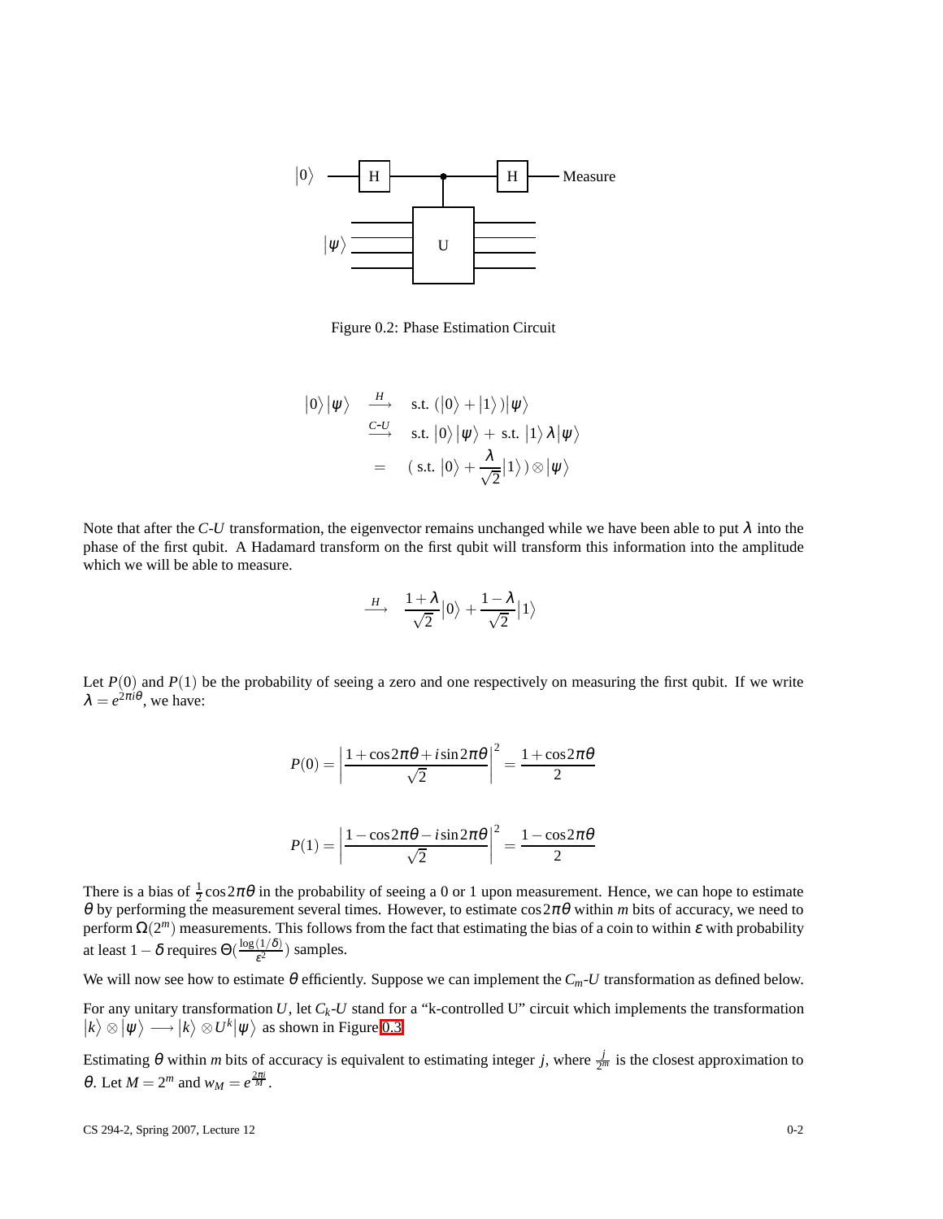Figure 0.2: Phase Estimation Circuit

$$
\begin{aligned}
|0\rangle|\psi\rangle &\xrightarrow{H} \quad \text{s.t. } (|0\rangle + |1\rangle)|\psi\rangle \\
&\xrightarrow{C\text{-}U} \quad \text{s.t. } |0\rangle|\psi\rangle + \text{ s.t. } |1\rangle\lambda|\psi\rangle \\
&= \quad (\text{ s.t. } |0\rangle + \frac{\lambda}{\sqrt{2}}|1\rangle) \otimes |\psi\rangle
\end{aligned}
$$

Note that after the *C-U* transformation, the eigenvector remains unchanged while we have been able to put $\lambda$ into the phase of the first qubit. A Hadamard transform on the first qubit will transform this information into the amplitude which we will be able to measure.

$$
\xrightarrow{H} \quad \frac{1+\lambda}{\sqrt{2}}|0\rangle + \frac{1-\lambda}{\sqrt{2}}|1\rangle
$$

Let $P(0)$ and $P(1)$ be the probability of seeing a zero and one respectively on measuring the first qubit. If we write $\lambda = e^{2\pi i\theta}$, we have:

$$
P(0) = \left|\frac{1+\cos 2\pi\theta + i\sin 2\pi\theta}{\sqrt{2}}\right|^2 = \frac{1+\cos 2\pi\theta}{2}
$$

$$
P(1) = \left|\frac{1-\cos 2\pi\theta - i\sin 2\pi\theta}{\sqrt{2}}\right|^2 = \frac{1-\cos 2\pi\theta}{2}
$$

There is a bias of $\frac{1}{2}\cos 2\pi\theta$ in the probability of seeing a 0 or 1 upon measurement. Hence, we can hope to estimate $\theta$ by performing the measurement several times. However, to estimate $\cos 2\pi\theta$ within *m* bits of accuracy, we need to perform $\Omega(2^m)$ measurements. This follows from the fact that estimating the bias of a coin to within $\varepsilon$ with probability at least $1-\delta$ requires $\Theta(\frac{\log(1/\delta)}{\varepsilon^2})$ samples.

We will now see how to estimate $\theta$ efficiently. Suppose we can implement the $C_m$-$U$ transformation as defined below.

For any unitary transformation $U$, let $C_k$-$U$ stand for a "k-controlled U" circuit which implements the transformation $|k\rangle \otimes |\psi\rangle \longrightarrow |k\rangle \otimes U^k|\psi\rangle$ as shown in Figure 0.3.

Estimating $\theta$ within *m* bits of accuracy is equivalent to estimating integer *j*, where $\frac{j}{2^m}$ is the closest approximation to $\theta$. Let $M = 2^m$ and $w_M = e^{\frac{2\pi i}{M}}$.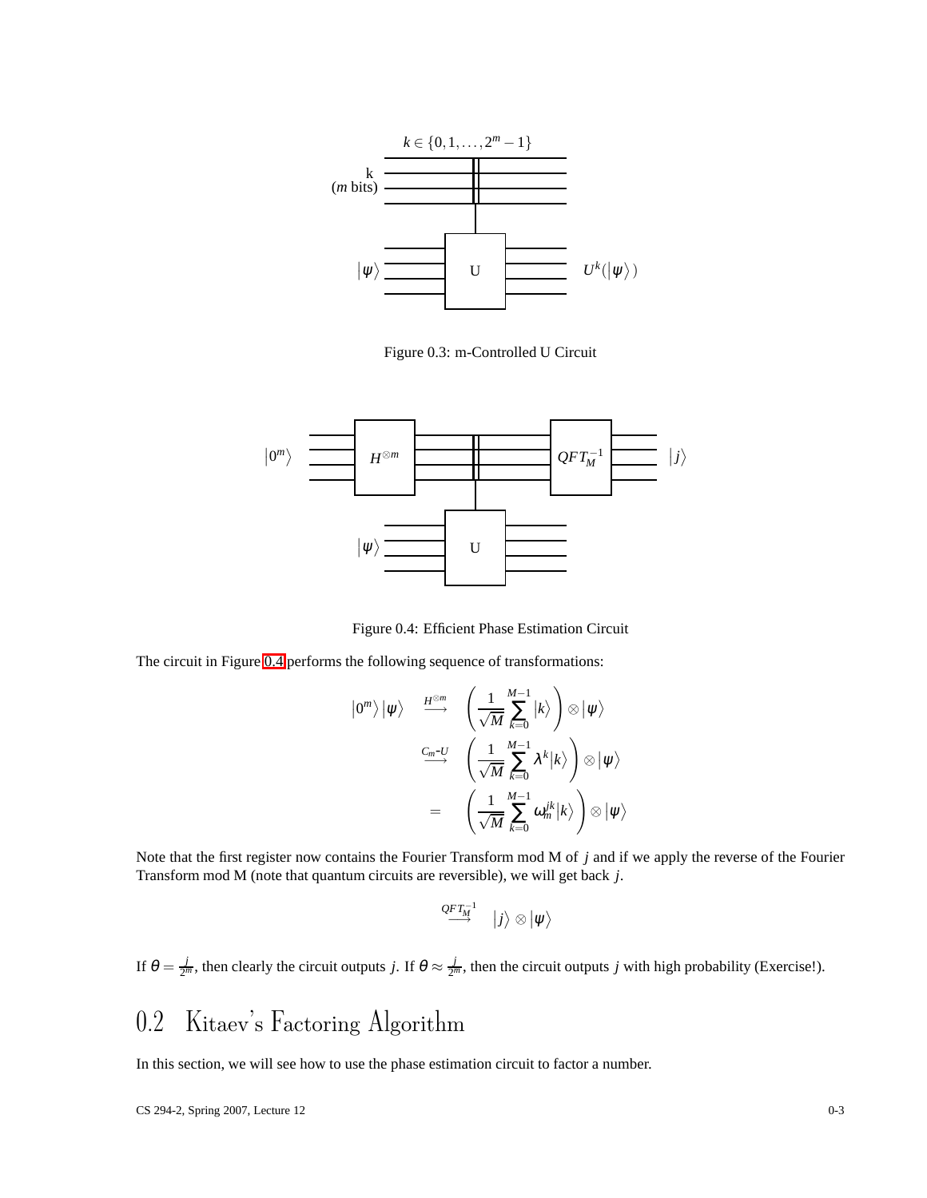$k \in \{0, 1, \ldots, 2^m - 1\}$

k
($m$ bits)

$|\psi\rangle$

U

$U^k(|\psi\rangle)$

Figure 0.3: m-Controlled U Circuit

$|0^m\rangle$

$H^{\otimes m}$

$QFT_M^{-1}$

$|j\rangle$

$|\psi\rangle$

U

Figure 0.4: Efficient Phase Estimation Circuit

The circuit in Figure 0.4 performs the following sequence of transformations:

$$
\begin{aligned}
|0^m\rangle|\psi\rangle \quad &\xrightarrow{H^{\otimes m}} \quad \left(\frac{1}{\sqrt{M}}\sum_{k=0}^{M-1}|k\rangle\right) \otimes |\psi\rangle \\
&\xrightarrow{C_m\text{-}U} \quad \left(\frac{1}{\sqrt{M}}\sum_{k=0}^{M-1}\lambda^k|k\rangle\right) \otimes |\psi\rangle \\
&= \quad \left(\frac{1}{\sqrt{M}}\sum_{k=0}^{M-1}\omega_m^{jk}|k\rangle\right) \otimes |\psi\rangle
\end{aligned}
$$

Note that the first register now contains the Fourier Transform mod M of $j$ and if we apply the reverse of the Fourier Transform mod M (note that quantum circuits are reversible), we will get back $j$.

$$
\xrightarrow{QFT_M^{-1}} \quad |j\rangle \otimes |\psi\rangle
$$

If $\theta = \frac{j}{2^m}$, then clearly the circuit outputs $j$. If $\theta \approx \frac{j}{2^m}$, then the circuit outputs $j$ with high probability (Exercise!).

## 0.2 Kitaev's Factoring Algorithm

In this section, we will see how to use the phase estimation circuit to factor a number.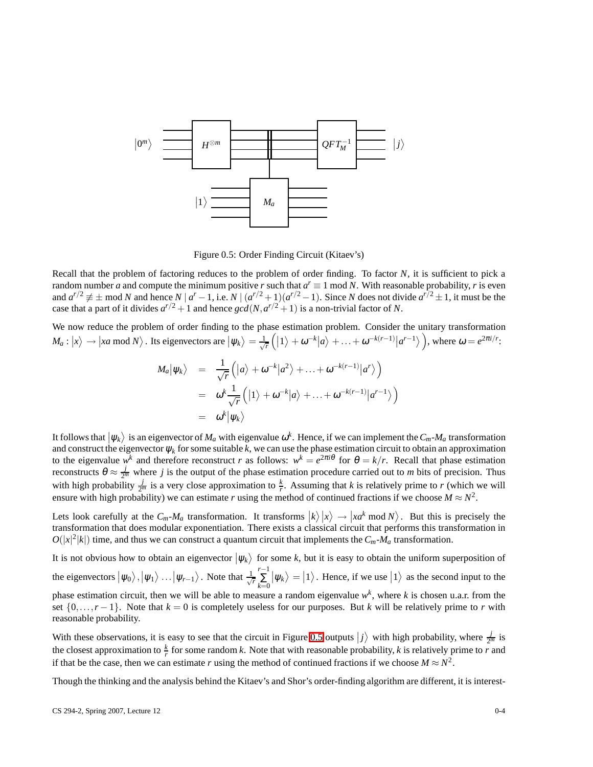Figure 0.5: Order Finding Circuit (Kitaev's)

Recall that the problem of factoring reduces to the problem of order finding. To factor $N$, it is sufficient to pick a random number $a$ and compute the minimum positive $r$ such that $a^r \equiv 1 \bmod N$. With reasonable probability, $r$ is even and $a^{r/2} \not\equiv \pm \bmod N$ and hence $N \mid a^r - 1$, i.e. $N \mid (a^{r/2}+1)(a^{r/2}-1)$. Since $N$ does not divide $a^{r/2} \pm 1$, it must be the case that a part of it divides $a^{r/2}+1$ and hence $gcd(N, a^{r/2}+1)$ is a non-trivial factor of $N$.

We now reduce the problem of order finding to the phase estimation problem. Consider the unitary transformation $M_a : |x\rangle \to |xa \bmod N\rangle$. Its eigenvectors are $|\psi_k\rangle = \frac{1}{\sqrt{r}}\left(|1\rangle + \omega^{-k}|a\rangle + \ldots + \omega^{-k(r-1)}|a^{r-1}\rangle\right)$, where $\omega = e^{2\pi i/r}$:

$$
\begin{aligned}
M_a|\psi_k\rangle &= \frac{1}{\sqrt{r}}\left(|a\rangle + \omega^{-k}|a^2\rangle + \ldots + \omega^{-k(r-1)}|a^r\rangle\right) \\
&= \omega^k \frac{1}{\sqrt{r}}\left(|1\rangle + \omega^{-k}|a\rangle + \ldots + \omega^{-k(r-1)}|a^{r-1}\rangle\right) \\
&= \omega^k |\psi_k\rangle
\end{aligned}
$$

It follows that $|\psi_k\rangle$ is an eigenvector of $M_a$ with eigenvalue $\omega^k$. Hence, if we can implement the $C_m$-$M_a$ transformation and construct the eigenvector $\psi_k$ for some suitable $k$, we can use the phase estimation circuit to obtain an approximation to the eigenvalue $w^k$ and therefore reconstruct $r$ as follows: $w^k = e^{2\pi i\theta}$ for $\theta = k/r$. Recall that phase estimation reconstructs $\theta \approx \frac{j}{2^m}$ where $j$ is the output of the phase estimation procedure carried out to $m$ bits of precision. Thus with high probability $\frac{j}{2^m}$ is a very close approximation to $\frac{k}{r}$. Assuming that $k$ is relatively prime to $r$ (which we will ensure with high probability) we can estimate $r$ using the method of continued fractions if we choose $M \approx N^2$.

Lets look carefully at the $C_m$-$M_a$ transformation. It transforms $|k\rangle|x\rangle \to |xa^k \bmod N\rangle$. But this is precisely the transformation that does modular exponentiation. There exists a classical circuit that performs this transformation in $O(|x|^2|k|)$ time, and thus we can construct a quantum circuit that implements the $C_m$-$M_a$ transformation.

It is not obvious how to obtain an eigenvector $|\psi_k\rangle$ for some $k$, but it is easy to obtain the uniform superposition of the eigenvectors $|\psi_0\rangle, |\psi_1\rangle \ldots |\psi_{r-1}\rangle$. Note that $\frac{1}{\sqrt{r}}\sum_{k=0}^{r-1}|\psi_k\rangle = |1\rangle$. Hence, if we use $|1\rangle$ as the second input to the phase estimation circuit, then we will be able to measure a random eigenvalue $w^k$, where $k$ is chosen u.a.r. from the set $\{0,\ldots,r-1\}$. Note that $k=0$ is completely useless for our purposes. But $k$ will be relatively prime to $r$ with reasonable probability.

With these observations, it is easy to see that the circuit in Figure 0.5 outputs $|j\rangle$ with high probability, where $\frac{j}{2^m}$ is the closest approximation to $\frac{k}{r}$ for some random $k$. Note that with reasonable probability, $k$ is relatively prime to $r$ and if that be the case, then we can estimate $r$ using the method of continued fractions if we choose $M \approx N^2$.

Though the thinking and the analysis behind the Kitaev's and Shor's order-finding algorithm are different, it is interest-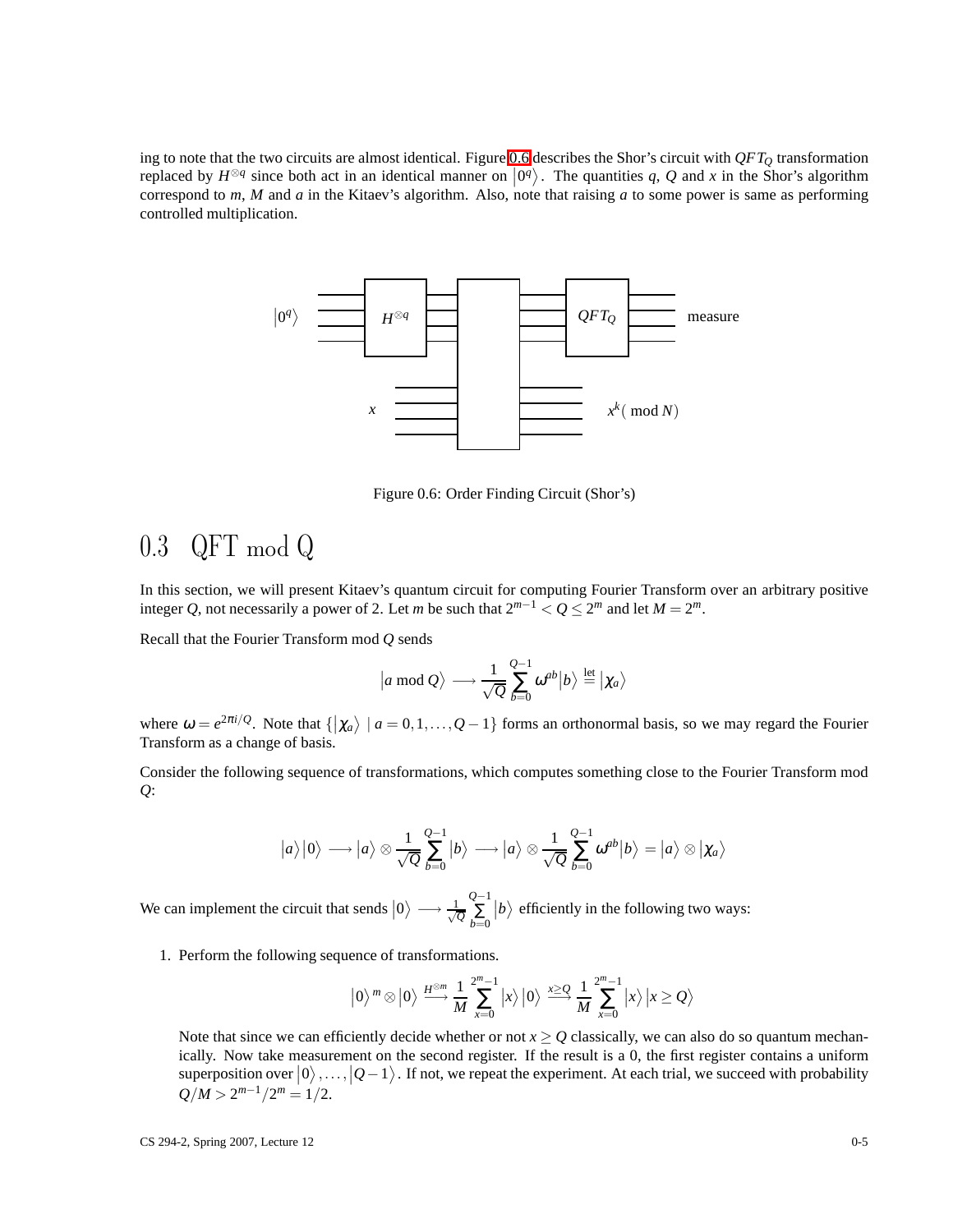ing to note that the two circuits are almost identical. Figure 0.6 describes the Shor's circuit with $QFT_Q$ transformation replaced by $H^{\otimes q}$ since both act in an identical manner on $|0^q\rangle$. The quantities $q$, $Q$ and $x$ in the Shor's algorithm correspond to $m$, $M$ and $a$ in the Kitaev's algorithm. Also, note that raising $a$ to some power is same as performing controlled multiplication.

Figure 0.6: Order Finding Circuit (Shor's)

## 0.3 QFT mod Q

In this section, we will present Kitaev's quantum circuit for computing Fourier Transform over an arbitrary positive integer $Q$, not necessarily a power of 2. Let $m$ be such that $2^{m-1} < Q \leq 2^m$ and let $M = 2^m$.

Recall that the Fourier Transform mod $Q$ sends

$$|a \bmod Q\rangle \longrightarrow \frac{1}{\sqrt{Q}} \sum_{b=0}^{Q-1} \omega^{ab} |b\rangle \stackrel{\text{let}}{=} |\chi_a\rangle$$

where $\omega = e^{2\pi i/Q}$. Note that $\{|\chi_a\rangle \mid a = 0, 1, \ldots, Q-1\}$ forms an orthonormal basis, so we may regard the Fourier Transform as a change of basis.

Consider the following sequence of transformations, which computes something close to the Fourier Transform mod $Q$:

$$|a\rangle|0\rangle \longrightarrow |a\rangle \otimes \frac{1}{\sqrt{Q}} \sum_{b=0}^{Q-1} |b\rangle \longrightarrow |a\rangle \otimes \frac{1}{\sqrt{Q}} \sum_{b=0}^{Q-1} \omega^{ab} |b\rangle = |a\rangle \otimes |\chi_a\rangle$$

We can implement the circuit that sends $|0\rangle \longrightarrow \frac{1}{\sqrt{Q}} \sum_{b=0}^{Q-1} |b\rangle$ efficiently in the following two ways:

1. Perform the following sequence of transformations.

$$|0\rangle^m \otimes |0\rangle \stackrel{H^{\otimes m}}{\longrightarrow} \frac{1}{M} \sum_{x=0}^{2^m-1} |x\rangle |0\rangle \stackrel{x \geq Q}{\longrightarrow} \frac{1}{M} \sum_{x=0}^{2^m-1} |x\rangle |x \geq Q\rangle$$

   Note that since we can efficiently decide whether or not $x \geq Q$ classically, we can also do so quantum mechanically. Now take measurement on the second register. If the result is a 0, the first register contains a uniform superposition over $|0\rangle, \ldots, |Q-1\rangle$. If not, we repeat the experiment. At each trial, we succeed with probability $Q/M > 2^{m-1}/2^m = 1/2$.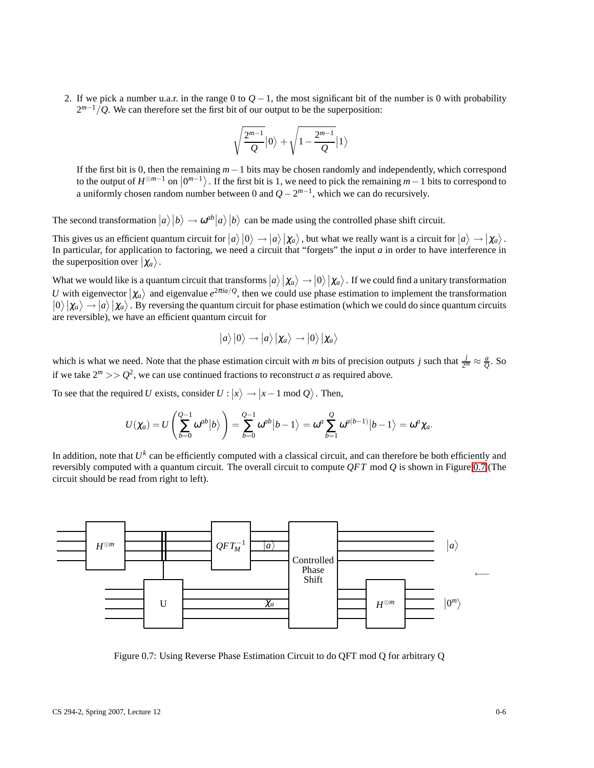2. If we pick a number u.a.r. in the range 0 to $Q-1$, the most significant bit of the number is 0 with probability $2^{m-1}/Q$. We can therefore set the first bit of our output to be the superposition:

$$\sqrt{\frac{2^{m-1}}{Q}}\left|0\right\rangle + \sqrt{1-\frac{2^{m-1}}{Q}}\left|1\right\rangle$$

If the first bit is 0, then the remaining $m-1$ bits may be chosen randomly and independently, which correspond to the output of $H^{\otimes m-1}$ on $\left|0^{m-1}\right\rangle$. If the first bit is 1, we need to pick the remaining $m-1$ bits to correspond to a uniformly chosen random number between 0 and $Q-2^{m-1}$, which we can do recursively.

The second transformation $\left|a\right\rangle\left|b\right\rangle \rightarrow \omega^{ab}\left|a\right\rangle\left|b\right\rangle$ can be made using the controlled phase shift circuit.

This gives us an efficient quantum circuit for $\left|a\right\rangle\left|0\right\rangle \rightarrow \left|a\right\rangle\left|\chi_a\right\rangle$, but what we really want is a circuit for $\left|a\right\rangle \rightarrow \left|\chi_a\right\rangle$. In particular, for application to factoring, we need a circuit that "forgets" the input $a$ in order to have interference in the superposition over $\left|\chi_a\right\rangle$.

What we would like is a quantum circuit that transforms $\left|a\right\rangle\left|\chi_a\right\rangle \rightarrow \left|0\right\rangle\left|\chi_a\right\rangle$. If we could find a unitary transformation $U$ with eigenvector $\left|\chi_a\right\rangle$ and eigenvalue $e^{2\pi i a/Q}$, then we could use phase estimation to implement the transformation $\left|0\right\rangle\left|\chi_a\right\rangle \rightarrow \left|a\right\rangle\left|\chi_a\right\rangle$. By reversing the quantum circuit for phase estimation (which we could do since quantum circuits are reversible), we have an efficient quantum circuit for

$$\left|a\right\rangle\left|0\right\rangle \rightarrow \left|a\right\rangle\left|\chi_a\right\rangle \rightarrow \left|0\right\rangle\left|\chi_a\right\rangle$$

which is what we need. Note that the phase estimation circuit with $m$ bits of precision outputs $j$ such that $\frac{j}{2^m} \approx \frac{a}{Q}$. So if we take $2^m >> Q^2$, we can use continued fractions to reconstruct $a$ as required above.

To see that the required $U$ exists, consider $U : \left|x\right\rangle \rightarrow \left|x-1 \bmod Q\right\rangle$. Then,

$$U(\chi_a) = U\left(\sum_{b=0}^{Q-1}\omega^{ab}\left|b\right\rangle\right) = \sum_{b=0}^{Q-1}\omega^{ab}\left|b-1\right\rangle = \omega^{a}\sum_{b=1}^{Q}\omega^{a(b-1)}\left|b-1\right\rangle = \omega^{a}\chi_a.$$

In addition, note that $U^k$ can be efficiently computed with a classical circuit, and can therefore be both efficiently and reversibly computed with a quantum circuit. The overall circuit to compute $QFT \bmod Q$ is shown in Figure 0.7 (The circuit should be read from right to left).

$H^{\otimes m}$

$QFT_M^{-1}$

$\left|a\right\rangle$

Controlled Phase Shift

$\left|a\right\rangle$

U

$\chi_a$

$H^{\otimes m}$

$\left|0^m\right\rangle$

$\longleftarrow$

Figure 0.7: Using Reverse Phase Estimation Circuit to do QFT mod Q for arbitrary Q